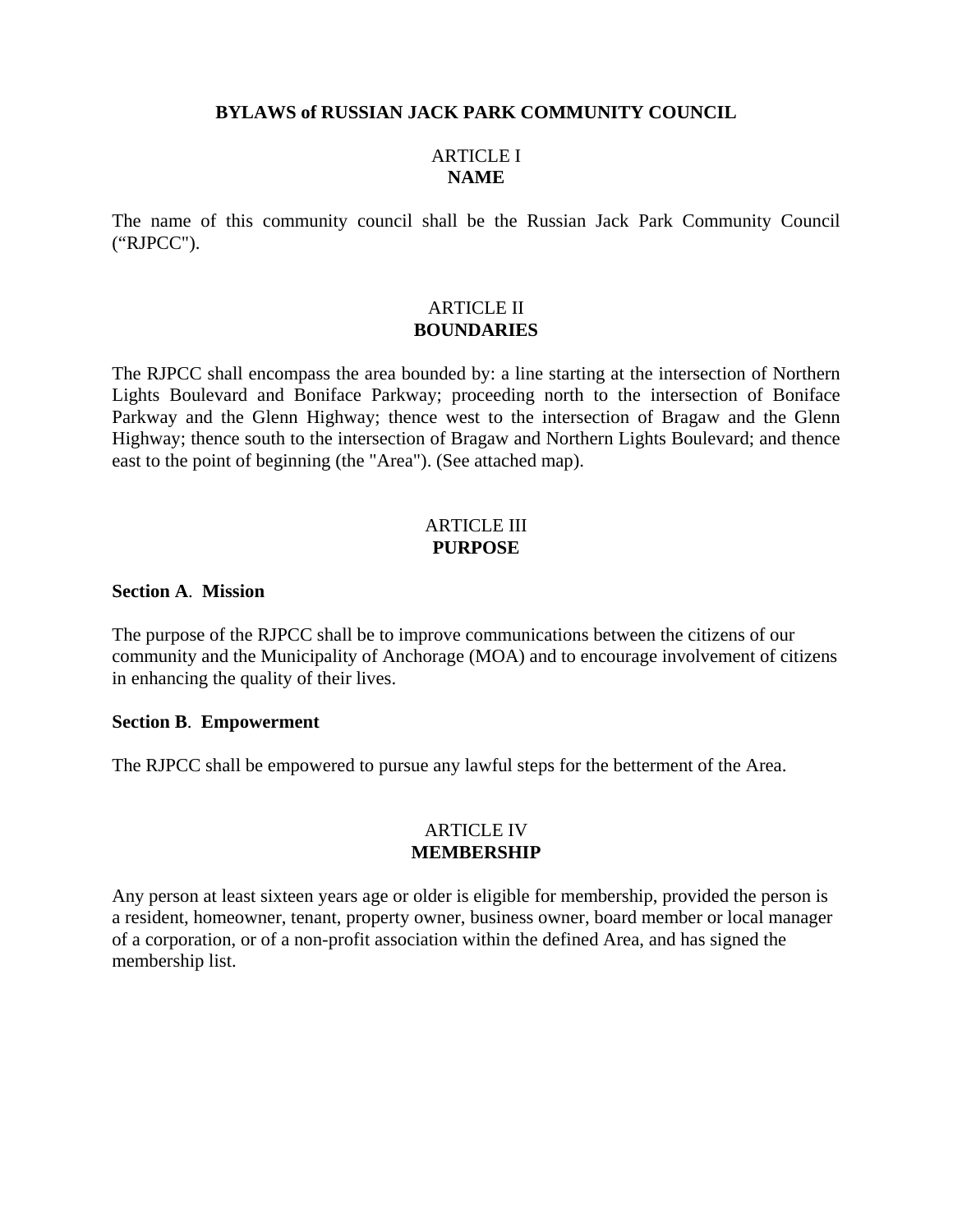# BYLAWS of RUSSIAN JACK PARK COMMUNITY COUNCIL

## ARTICLE I
## NAME

The name of this community council shall be the Russian Jack Park Community Council ("RJPCC").

## ARTICLE II
## BOUNDARIES

The RJPCC shall encompass the area bounded by: a line starting at the intersection of Northern Lights Boulevard and Boniface Parkway; proceeding north to the intersection of Boniface Parkway and the Glenn Highway; thence west to the intersection of Bragaw and the Glenn Highway; thence south to the intersection of Bragaw and Northern Lights Boulevard; and thence east to the point of beginning (the "Area"). (See attached map).

## ARTICLE III
## PURPOSE

**Section A**. **Mission**

The purpose of the RJPCC shall be to improve communications between the citizens of our community and the Municipality of Anchorage (MOA) and to encourage involvement of citizens in enhancing the quality of their lives.

**Section B**. **Empowerment**

The RJPCC shall be empowered to pursue any lawful steps for the betterment of the Area.

## ARTICLE IV
## MEMBERSHIP

Any person at least sixteen years age or older is eligible for membership, provided the person is a resident, homeowner, tenant, property owner, business owner, board member or local manager of a corporation, or of a non-profit association within the defined Area, and has signed the membership list.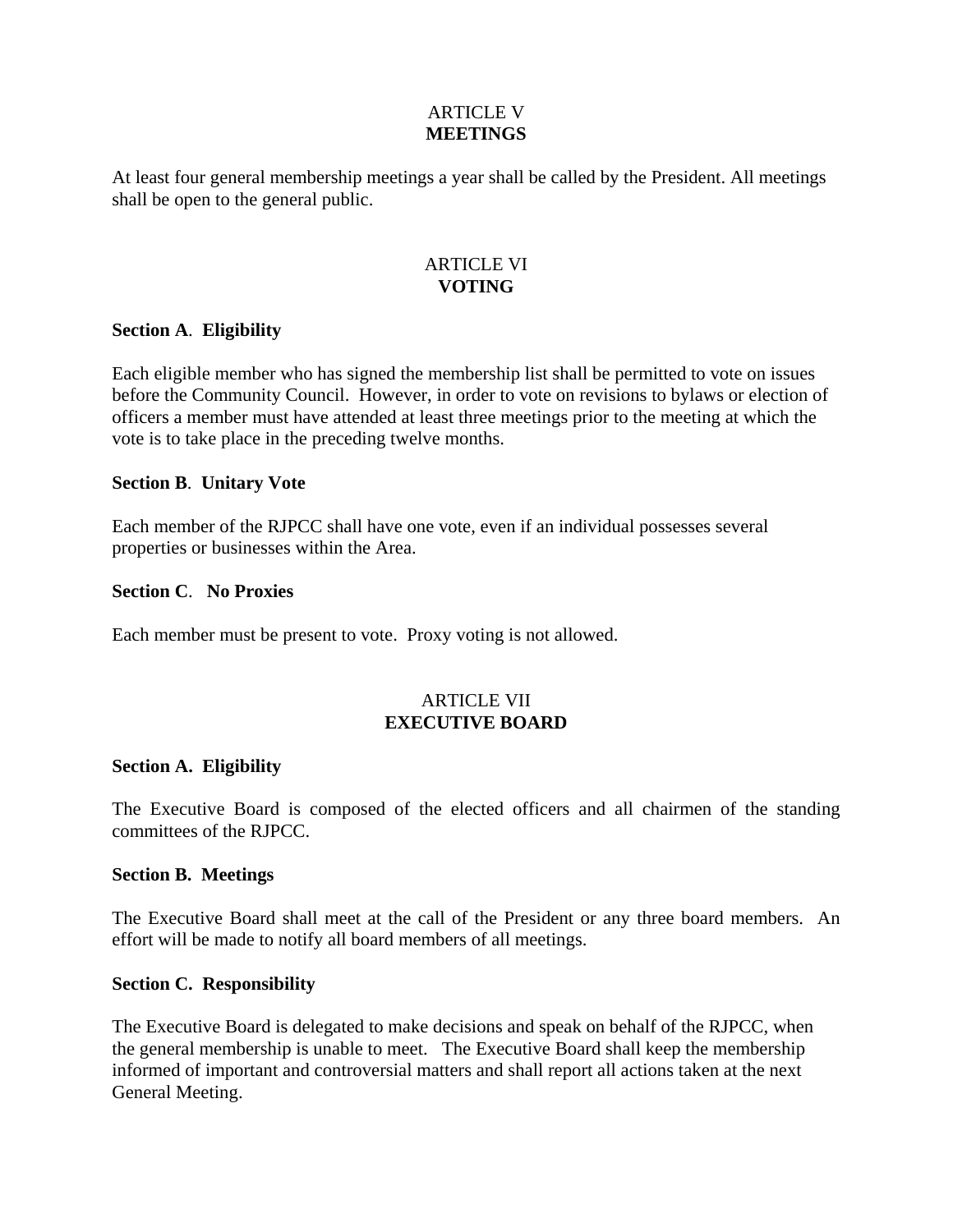## ARTICLE V
## MEETINGS

At least four general membership meetings a year shall be called by the President. All meetings shall be open to the general public.

## ARTICLE VI
## VOTING

**Section A**. **Eligibility**

Each eligible member who has signed the membership list shall be permitted to vote on issues before the Community Council. However, in order to vote on revisions to bylaws or election of officers a member must have attended at least three meetings prior to the meeting at which the vote is to take place in the preceding twelve months.

**Section B**. **Unitary Vote**

Each member of the RJPCC shall have one vote, even if an individual possesses several properties or businesses within the Area.

**Section C**. **No Proxies**

Each member must be present to vote. Proxy voting is not allowed.

## ARTICLE VII
## EXECUTIVE BOARD

**Section A. Eligibility**

The Executive Board is composed of the elected officers and all chairmen of the standing committees of the RJPCC.

**Section B. Meetings**

The Executive Board shall meet at the call of the President or any three board members. An effort will be made to notify all board members of all meetings.

**Section C. Responsibility**

The Executive Board is delegated to make decisions and speak on behalf of the RJPCC, when the general membership is unable to meet. The Executive Board shall keep the membership informed of important and controversial matters and shall report all actions taken at the next General Meeting.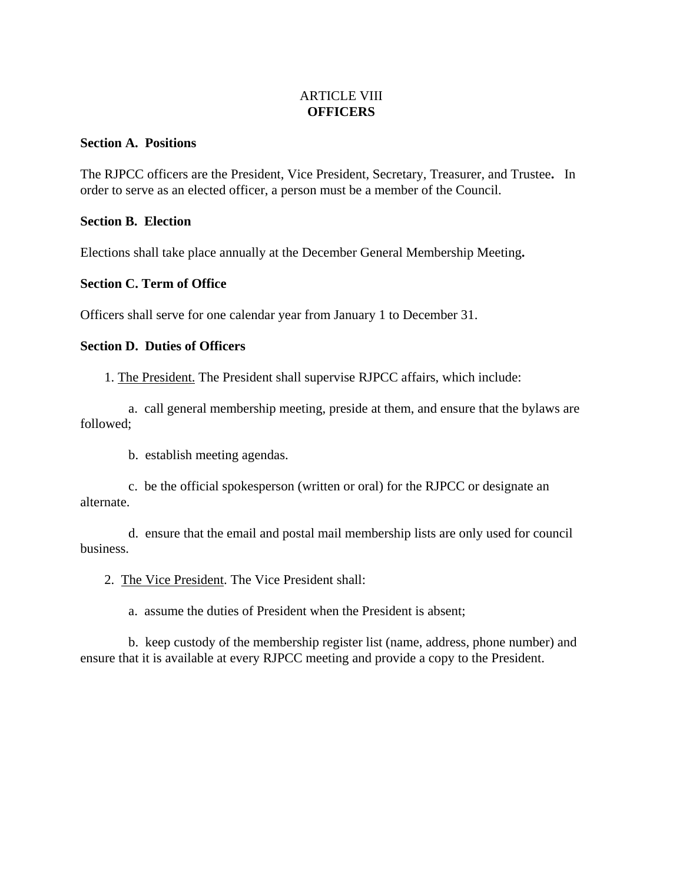# ARTICLE VIII
# OFFICERS

**Section A. Positions**

The RJPCC officers are the President, Vice President, Secretary, Treasurer, and Trustee**.** In order to serve as an elected officer, a person must be a member of the Council.

**Section B. Election**

Elections shall take place annually at the December General Membership Meeting**.**

**Section C. Term of Office**

Officers shall serve for one calendar year from January 1 to December 31.

**Section D. Duties of Officers**

1. The President. The President shall supervise RJPCC affairs, which include:

    a. call general membership meeting, preside at them, and ensure that the bylaws are followed;

    b. establish meeting agendas.

    c. be the official spokesperson (written or oral) for the RJPCC or designate an alternate.

    d. ensure that the email and postal mail membership lists are only used for council business.

2. The Vice President. The Vice President shall:

    a. assume the duties of President when the President is absent;

    b. keep custody of the membership register list (name, address, phone number) and ensure that it is available at every RJPCC meeting and provide a copy to the President.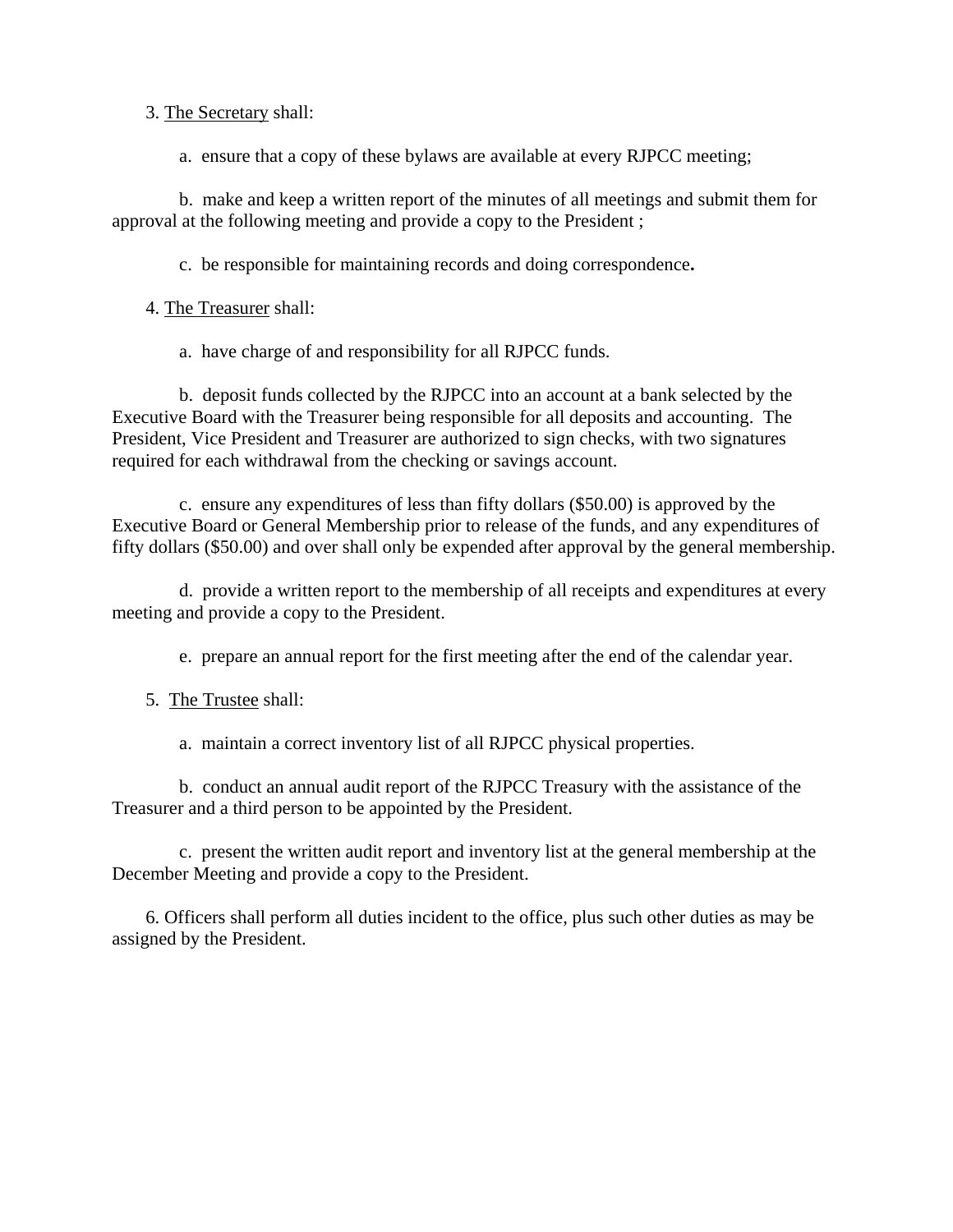3. <u>The Secretary</u> shall:

a. ensure that a copy of these bylaws are available at every RJPCC meeting;

b. make and keep a written report of the minutes of all meetings and submit them for approval at the following meeting and provide a copy to the President ;

c. be responsible for maintaining records and doing correspondence**.**

4. <u>The Treasurer</u> shall:

a. have charge of and responsibility for all RJPCC funds.

b. deposit funds collected by the RJPCC into an account at a bank selected by the Executive Board with the Treasurer being responsible for all deposits and accounting. The President, Vice President and Treasurer are authorized to sign checks, with two signatures required for each withdrawal from the checking or savings account.

c. ensure any expenditures of less than fifty dollars ($50.00) is approved by the Executive Board or General Membership prior to release of the funds, and any expenditures of fifty dollars ($50.00) and over shall only be expended after approval by the general membership.

d. provide a written report to the membership of all receipts and expenditures at every meeting and provide a copy to the President.

e. prepare an annual report for the first meeting after the end of the calendar year.

5. <u>The Trustee</u> shall:

a. maintain a correct inventory list of all RJPCC physical properties.

b. conduct an annual audit report of the RJPCC Treasury with the assistance of the Treasurer and a third person to be appointed by the President.

c. present the written audit report and inventory list at the general membership at the December Meeting and provide a copy to the President.

6. Officers shall perform all duties incident to the office, plus such other duties as may be assigned by the President.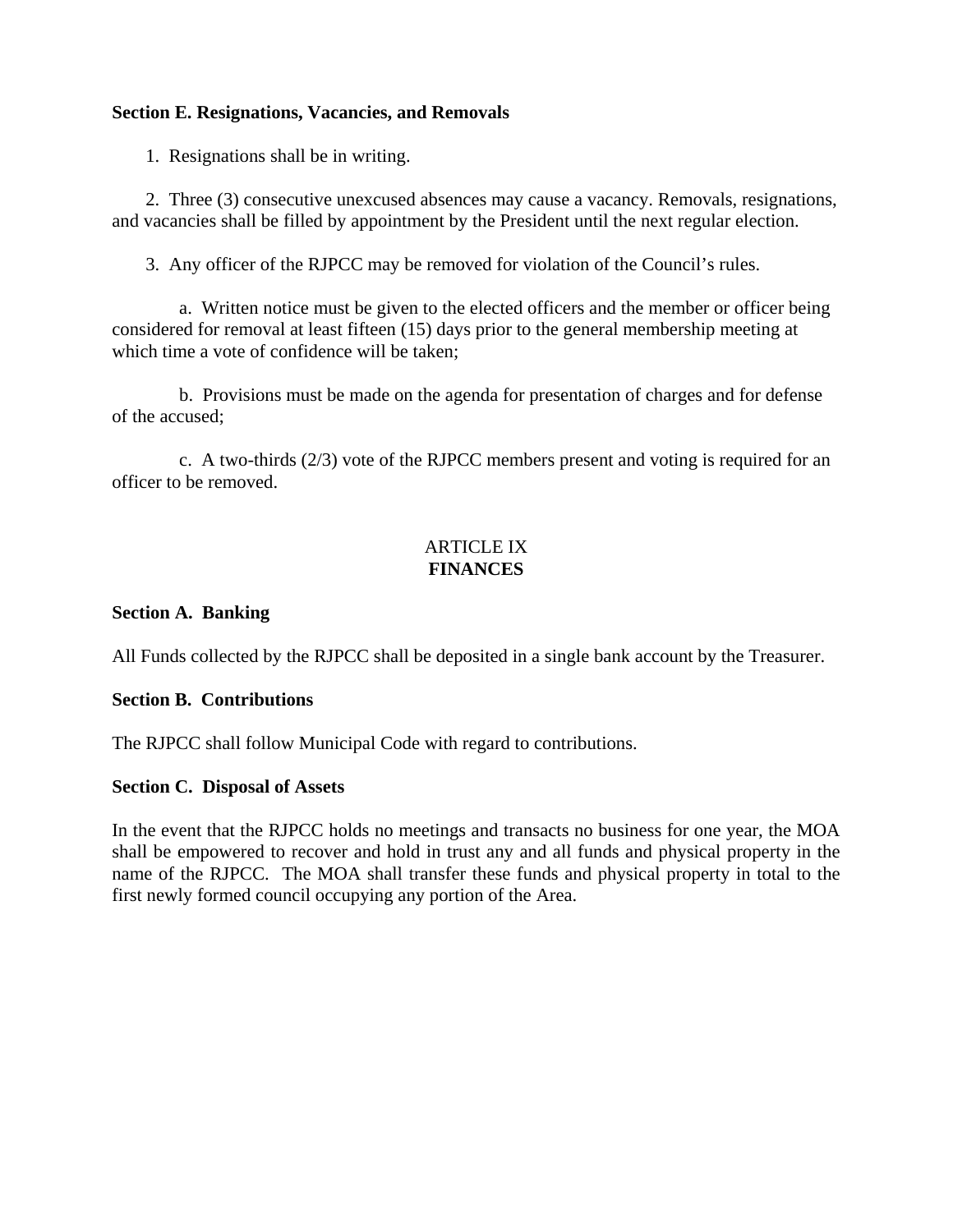**Section E. Resignations, Vacancies, and Removals**

1. Resignations shall be in writing.

2. Three (3) consecutive unexcused absences may cause a vacancy. Removals, resignations, and vacancies shall be filled by appointment by the President until the next regular election.

3. Any officer of the RJPCC may be removed for violation of the Council's rules.

   a. Written notice must be given to the elected officers and the member or officer being considered for removal at least fifteen (15) days prior to the general membership meeting at which time a vote of confidence will be taken;

   b. Provisions must be made on the agenda for presentation of charges and for defense of the accused;

   c. A two-thirds (2/3) vote of the RJPCC members present and voting is required for an officer to be removed.

## ARTICLE IX
## FINANCES

**Section A. Banking**

All Funds collected by the RJPCC shall be deposited in a single bank account by the Treasurer.

**Section B. Contributions**

The RJPCC shall follow Municipal Code with regard to contributions.

**Section C. Disposal of Assets**

In the event that the RJPCC holds no meetings and transacts no business for one year, the MOA shall be empowered to recover and hold in trust any and all funds and physical property in the name of the RJPCC. The MOA shall transfer these funds and physical property in total to the first newly formed council occupying any portion of the Area.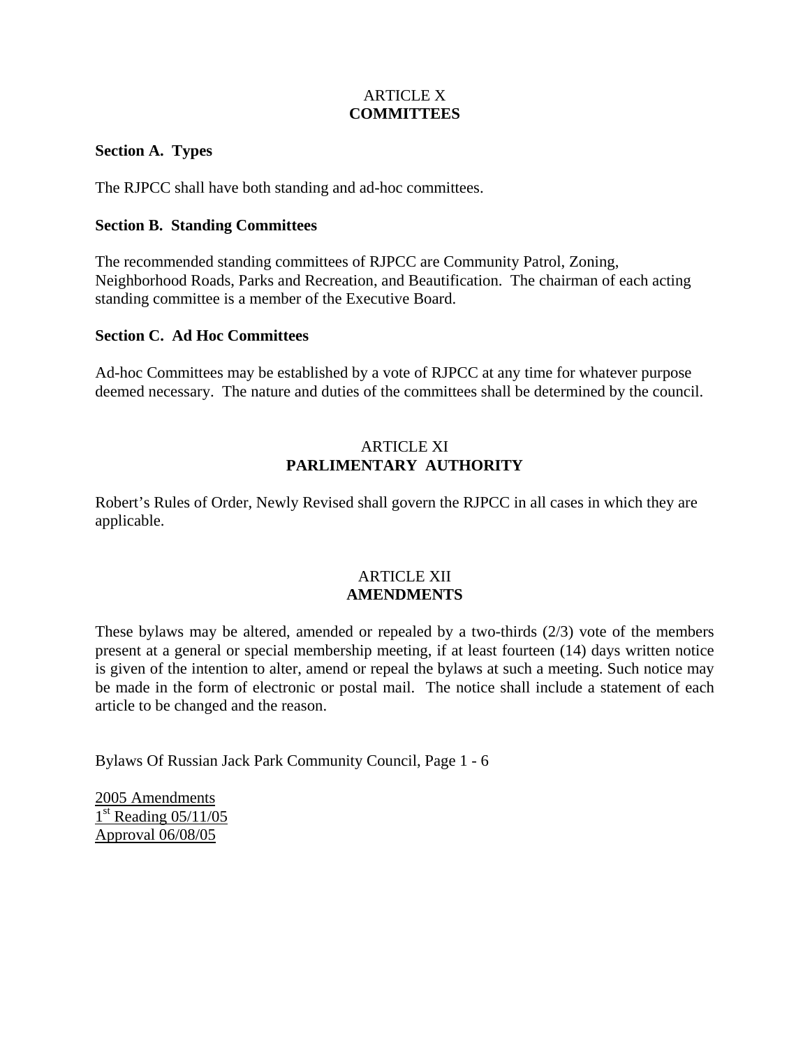## ARTICLE X
## COMMITTEES

**Section A. Types**

The RJPCC shall have both standing and ad-hoc committees.

**Section B. Standing Committees**

The recommended standing committees of RJPCC are Community Patrol, Zoning, Neighborhood Roads, Parks and Recreation, and Beautification. The chairman of each acting standing committee is a member of the Executive Board.

**Section C. Ad Hoc Committees**

Ad-hoc Committees may be established by a vote of RJPCC at any time for whatever purpose deemed necessary. The nature and duties of the committees shall be determined by the council.

## ARTICLE XI
## PARLIMENTARY AUTHORITY

Robert's Rules of Order, Newly Revised shall govern the RJPCC in all cases in which they are applicable.

## ARTICLE XII
## AMENDMENTS

These bylaws may be altered, amended or repealed by a two-thirds (2/3) vote of the members present at a general or special membership meeting, if at least fourteen (14) days written notice is given of the intention to alter, amend or repeal the bylaws at such a meeting. Such notice may be made in the form of electronic or postal mail. The notice shall include a statement of each article to be changed and the reason.

Bylaws Of Russian Jack Park Community Council, Page 1 - 6

2005 Amendments
1st Reading 05/11/05
Approval 06/08/05